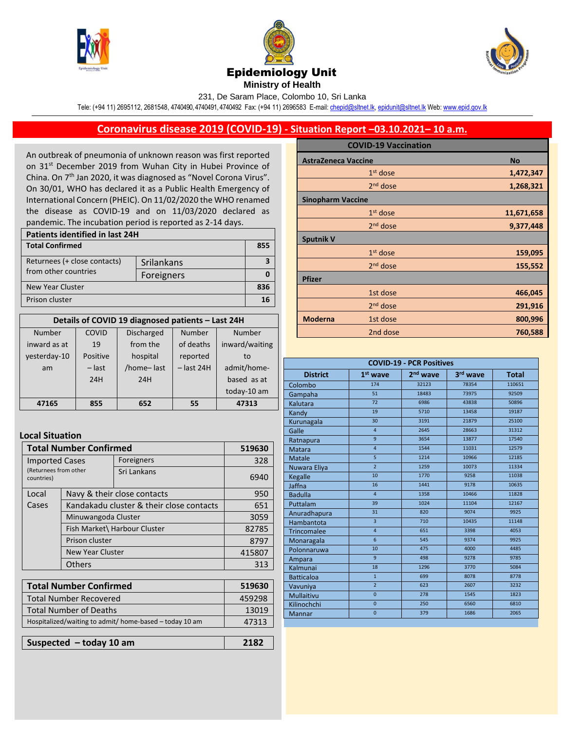# Epidemiology Unit

**Ministry of Health**

231, De Saram Place, Colombo 10, Sri Lanka

Tele: (+94 11) 2695112, 2681548, 4740490, 4740491, 4740492 Fax: (+94 11) 2696583 E-mail: chepid@sltnet.lk, epidunit@sltnet.lk Web: www.epid.gov.lk

## Coronavirus disease 2019 (COVID-19) - Situation Report –03.10.2021– 10 a.m.

An outbreak of pneumonia of unknown reason was first reported on 31st December 2019 from Wuhan City in Hubei Province of China. On 7th Jan 2020, it was diagnosed as "Novel Corona Virus". On 30/01, WHO has declared it as a Public Health Emergency of International Concern (PHEIC). On 11/02/2020 the WHO renamed the disease as COVID-19 and on 11/03/2020 declared as pandemic. The incubation period is reported as 2-14 days.

| Patients identified in last 24H | | |
|---|---|---|
| **Total Confirmed** | | **855** |
| Returnees (+ close contacts) from other countries | Srilankans | **3** |
| | Foreigners | **0** |
| New Year Cluster | | **836** |
| Prison cluster | | **16** |

| Details of COVID 19 diagnosed patients – Last 24H | | | | |
|---|---|---|---|---|
| Number inward as at yesterday-10 am | COVID 19 Positive – last 24H | Discharged from the hospital /home– last 24H | Number of deaths reported – last 24H | Number inward/waiting to admit/home-based as at today-10 am |
| **47165** | **855** | **652** | **55** | **47313** |

### Local Situation

| **Total Number Confirmed** | | | **519630** |
|---|---|---|---|
| Imported Cases (Returnees from other countries) | | Foreigners | 328 |
| | | Sri Lankans | 6940 |
| Local Cases | Navy & their close contacts | | 950 |
| | Kandakadu cluster & their close contacts | | 651 |
| | Minuwangoda Cluster | | 3059 |
| | Fish Market\ Harbour Cluster | | 82785 |
| | Prison cluster | | 8797 |
| | New Year Cluster | | 415807 |
| | Others | | 313 |

| **Total Number Confirmed** | **519630** |
|---|---|
| Total Number Recovered | 459298 |
| Total Number of Deaths | 13019 |
| Hospitalized/waiting to admit/ home-based – today 10 am | 47313 |

| **Suspected – today 10 am** | **2182** |
|---|---|

| COVID-19 Vaccination | | |
|---|---|---|
| **AstraZeneca Vaccine** | | **No** |
| | 1st dose | **1,472,347** |
| | 2nd dose | **1,268,321** |
| **Sinopharm Vaccine** | | |
| | 1st dose | **11,671,658** |
| | 2nd dose | **9,377,448** |
| **Sputnik V** | | |
| | 1st dose | **159,095** |
| | 2nd dose | **155,552** |
| **Pfizer** | | |
| | 1st dose | **466,045** |
| | 2nd dose | **291,916** |
| **Moderna** | 1st dose | **800,996** |
| | 2nd dose | **760,588** |

| COVID-19 - PCR Positives | | | | |
|---|---|---|---|---|
| **District** | **1st wave** | **2nd wave** | **3rd wave** | **Total** |
| Colombo | 174 | 32123 | 78354 | 110651 |
| Gampaha | 51 | 18483 | 73975 | 92509 |
| Kalutara | 72 | 6986 | 43838 | 50896 |
| Kandy | 19 | 5710 | 13458 | 19187 |
| Kurunagala | 30 | 3191 | 21879 | 25100 |
| Galle | 4 | 2645 | 28663 | 31312 |
| Ratnapura | 9 | 3654 | 13877 | 17540 |
| Matara | 4 | 1544 | 11031 | 12579 |
| Matale | 5 | 1214 | 10966 | 12185 |
| Nuwara Eliya | 2 | 1259 | 10073 | 11334 |
| Kegalle | 10 | 1770 | 9258 | 11038 |
| Jaffna | 16 | 1441 | 9178 | 10635 |
| Badulla | 4 | 1358 | 10466 | 11828 |
| Puttalam | 39 | 1024 | 11104 | 12167 |
| Anuradhapura | 31 | 820 | 9074 | 9925 |
| Hambantota | 3 | 710 | 10435 | 11148 |
| Trincomalee | 4 | 651 | 3398 | 4053 |
| Monaragala | 6 | 545 | 9374 | 9925 |
| Polonnaruwa | 10 | 475 | 4000 | 4485 |
| Ampara | 9 | 498 | 9278 | 9785 |
| Kalmunai | 18 | 1296 | 3770 | 5084 |
| Batticaloa | 1 | 699 | 8078 | 8778 |
| Vavuniya | 2 | 623 | 2607 | 3232 |
| Mullaitivu | 0 | 278 | 1545 | 1823 |
| Kilinochchi | 0 | 250 | 6560 | 6810 |
| Mannar | 0 | 379 | 1686 | 2065 |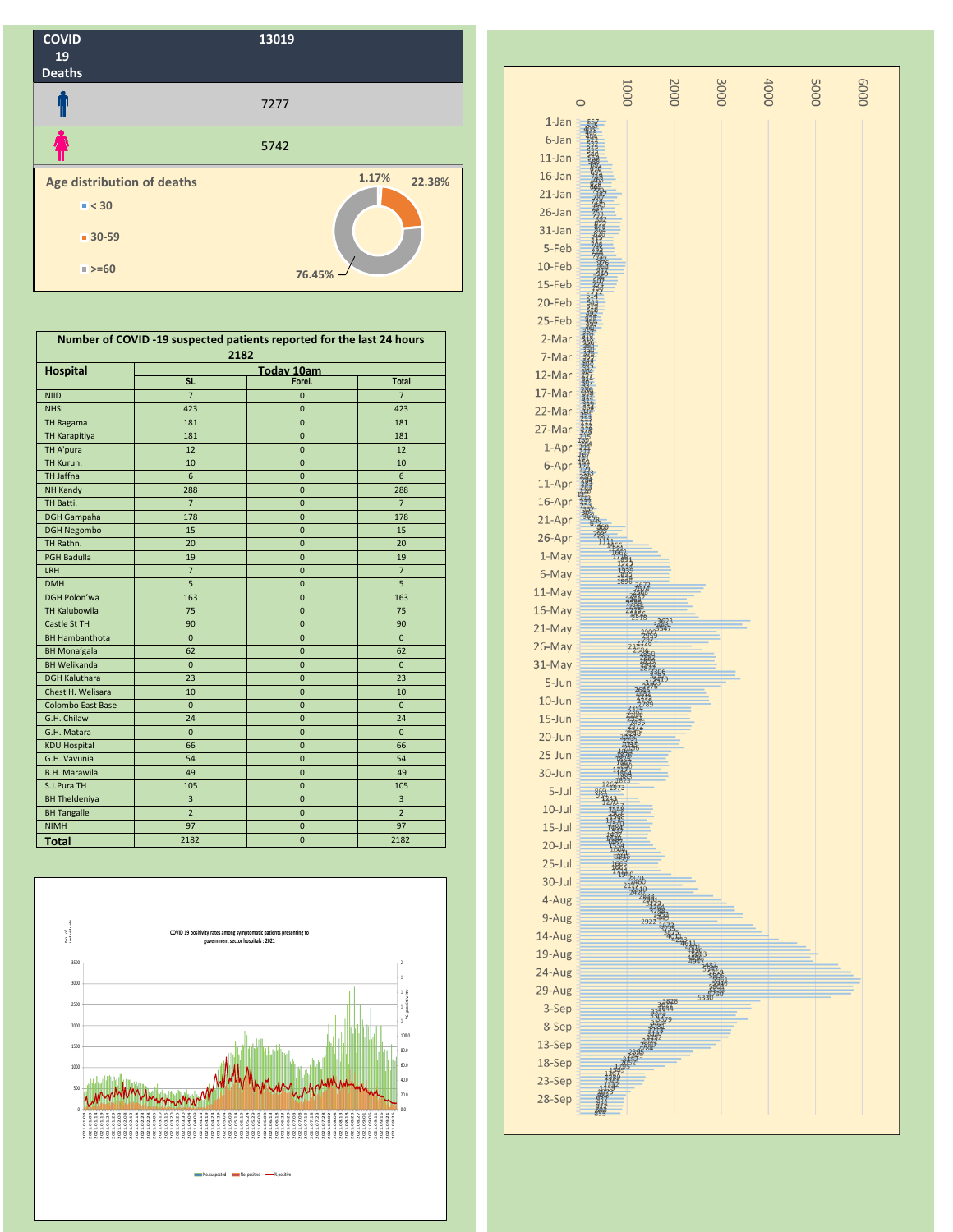| COVID 19 Deaths | 13019 |
|---|---|
| Male | 7277 |
| Female | 5742 |

**Age distribution of deaths**

- < 30
- 30-59
- >=60

1.17%
22.38%
76.45%

| Number of COVID -19 suspected patients reported for the last 24 hours 2182 | | | |
|---|---|---|---|
| Hospital | Today 10am | | |
| | SL | Forei. | Total |
| NIID | 7 | 0 | 7 |
| NHSL | 423 | 0 | 423 |
| TH Ragama | 181 | 0 | 181 |
| TH Karapitiya | 181 | 0 | 181 |
| TH A'pura | 12 | 0 | 12 |
| TH Kurun. | 10 | 0 | 10 |
| TH Jaffna | 6 | 0 | 6 |
| NH Kandy | 288 | 0 | 288 |
| TH Batti. | 7 | 0 | 7 |
| DGH Gampaha | 178 | 0 | 178 |
| DGH Negombo | 15 | 0 | 15 |
| TH Rathn. | 20 | 0 | 20 |
| PGH Badulla | 19 | 0 | 19 |
| LRH | 7 | 0 | 7 |
| DMH | 5 | 0 | 5 |
| DGH Polon'wa | 163 | 0 | 163 |
| TH Kalubowila | 75 | 0 | 75 |
| Castle St TH | 90 | 0 | 90 |
| BH Hambanthota | 0 | 0 | 0 |
| BH Mona'gala | 62 | 0 | 62 |
| BH Welikanda | 0 | 0 | 0 |
| DGH Kaluthara | 23 | 0 | 23 |
| Chest H. Welisara | 10 | 0 | 10 |
| Colombo East Base | 0 | 0 | 0 |
| G.H. Chilaw | 24 | 0 | 24 |
| G.H. Matara | 0 | 0 | 0 |
| KDU Hospital | 66 | 0 | 66 |
| G.H. Vavunia | 54 | 0 | 54 |
| B.H. Marawila | 49 | 0 | 49 |
| S.J.Pura TH | 105 | 0 | 105 |
| BH Theldeniya | 3 | 0 | 3 |
| BH Tangalle | 2 | 0 | 2 |
| NIMH | 97 | 0 | 97 |
| **Total** | 2182 | 0 | 2182 |

COVID 19 positivity rates among symptomatic patients presenting to government sector hospitals : 2021

No. of individuals

% positivity

No. suspected
No. positive
% positive